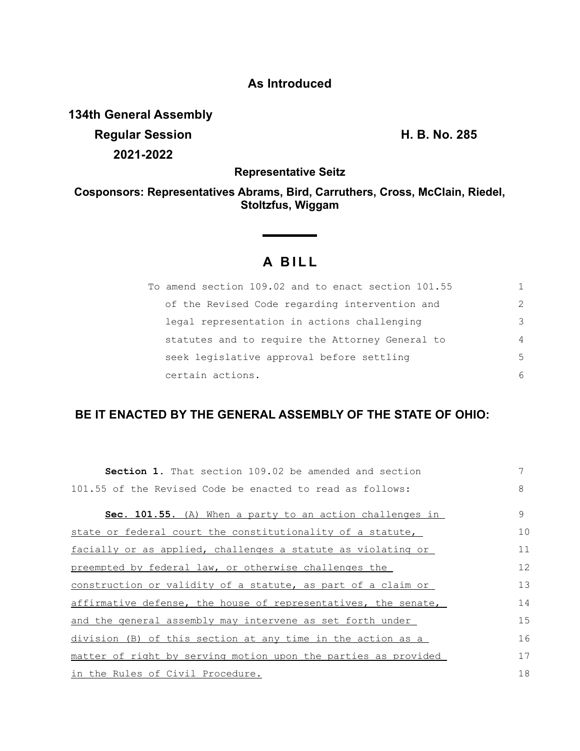**As Introduced**

**134th General Assembly**

**Regular Session** **H. B. No. 285**

**2021-2022**

**Representative Seitz**

**Cosponsors: Representatives Abrams, Bird, Carruthers, Cross, McClain, Riedel, Stoltzfus, Wiggam**

# A BILL

To amend section 109.02 and to enact section 101.55 of the Revised Code regarding intervention and legal representation in actions challenging statutes and to require the Attorney General to seek legislative approval before settling certain actions.

## BE IT ENACTED BY THE GENERAL ASSEMBLY OF THE STATE OF OHIO:

**Section 1.** That section 109.02 be amended and section 101.55 of the Revised Code be enacted to read as follows:

**Sec. 101.55.** (A) When a party to an action challenges in state or federal court the constitutionality of a statute, facially or as applied, challenges a statute as violating or preempted by federal law, or otherwise challenges the construction or validity of a statute, as part of a claim or affirmative defense, the house of representatives, the senate, and the general assembly may intervene as set forth under division (B) of this section at any time in the action as a matter of right by serving motion upon the parties as provided in the Rules of Civil Procedure.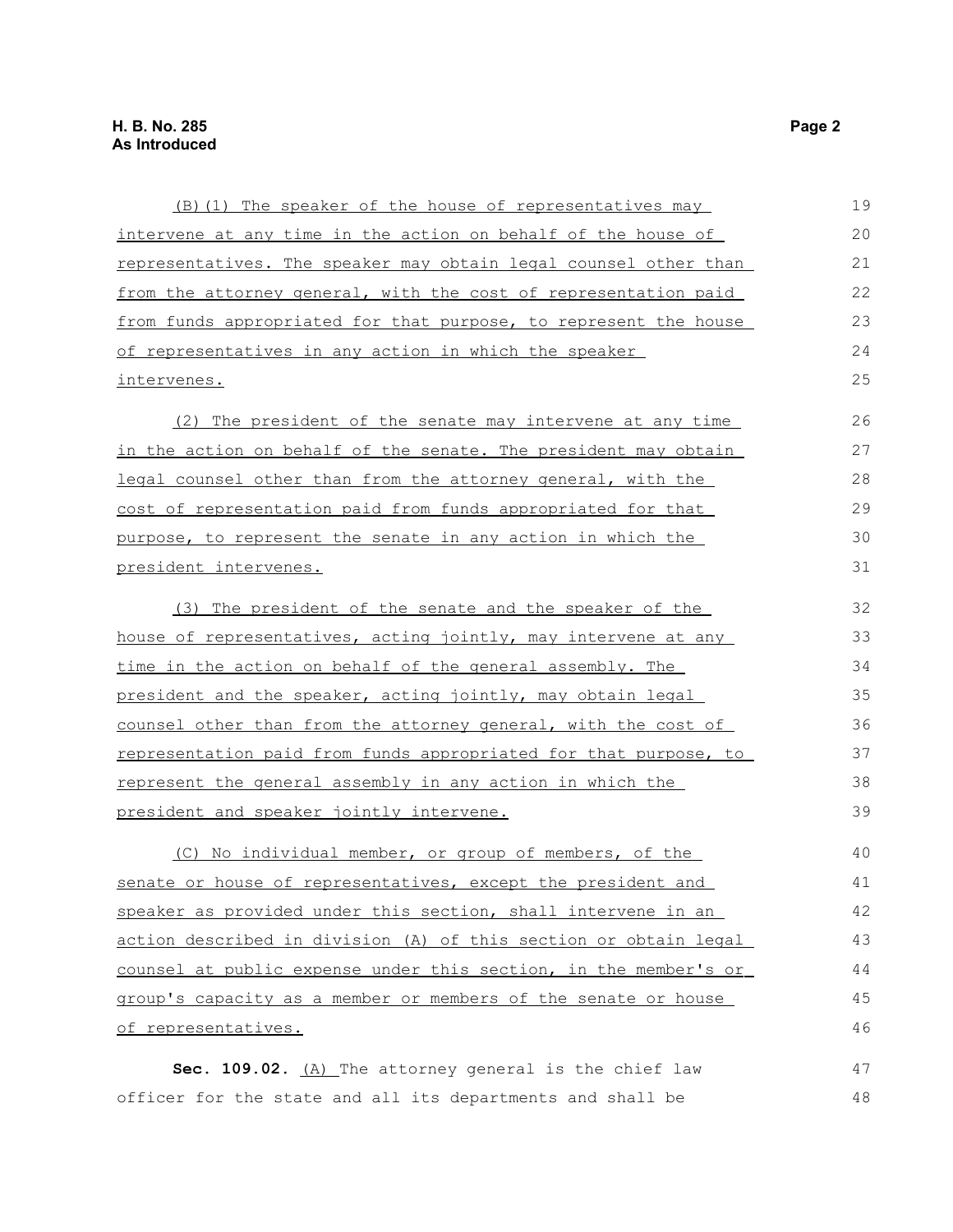(B)(1) The speaker of the house of representatives may intervene at any time in the action on behalf of the house of representatives. The speaker may obtain legal counsel other than from the attorney general, with the cost of representation paid from funds appropriated for that purpose, to represent the house of representatives in any action in which the speaker intervenes.

(2) The president of the senate may intervene at any time in the action on behalf of the senate. The president may obtain legal counsel other than from the attorney general, with the cost of representation paid from funds appropriated for that purpose, to represent the senate in any action in which the president intervenes.

(3) The president of the senate and the speaker of the house of representatives, acting jointly, may intervene at any time in the action on behalf of the general assembly. The president and the speaker, acting jointly, may obtain legal counsel other than from the attorney general, with the cost of representation paid from funds appropriated for that purpose, to represent the general assembly in any action in which the president and speaker jointly intervene.

(C) No individual member, or group of members, of the senate or house of representatives, except the president and speaker as provided under this section, shall intervene in an action described in division (A) of this section or obtain legal counsel at public expense under this section, in the member's or group's capacity as a member or members of the senate or house of representatives.

**Sec. 109.02.** (A) The attorney general is the chief law officer for the state and all its departments and shall be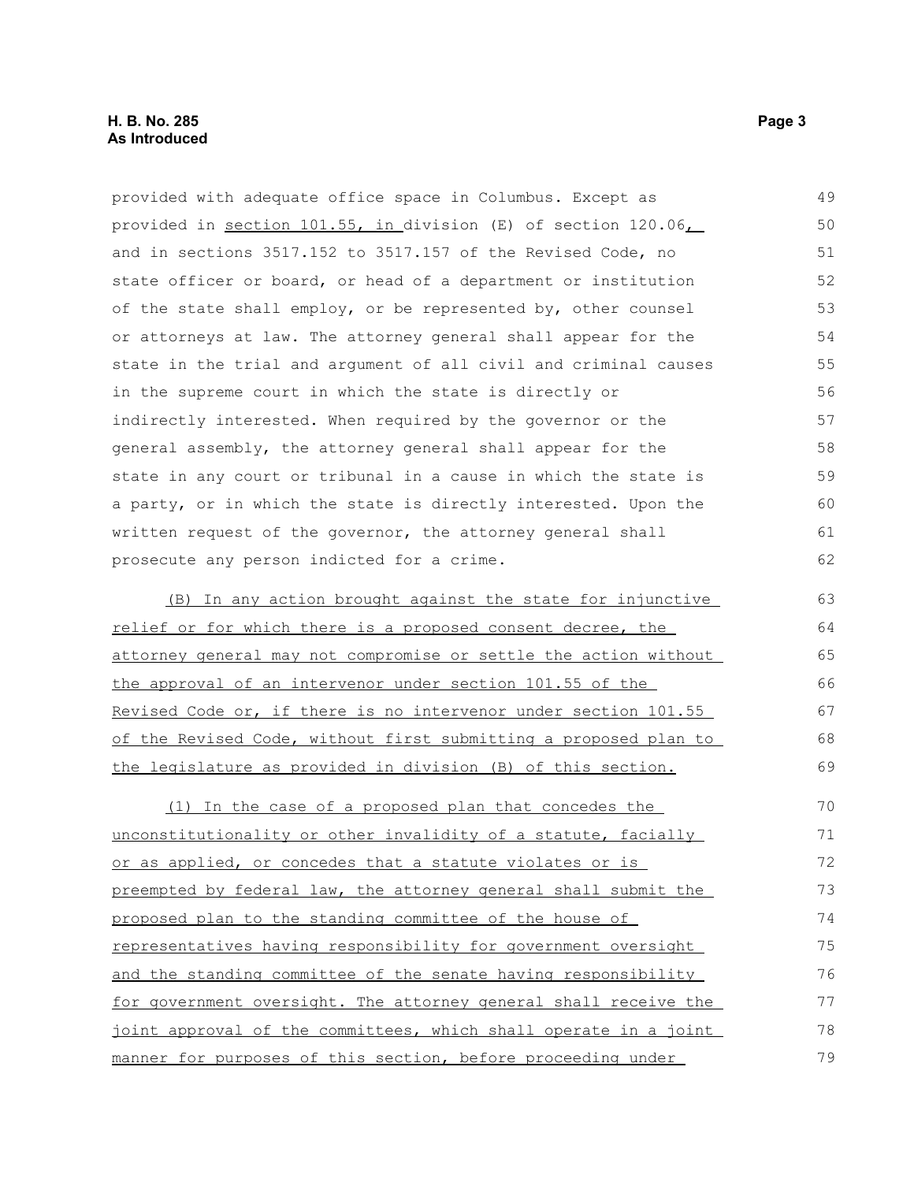provided with adequate office space in Columbus. Except as provided in section 101.55, in division (E) of section 120.06, and in sections 3517.152 to 3517.157 of the Revised Code, no state officer or board, or head of a department or institution of the state shall employ, or be represented by, other counsel or attorneys at law. The attorney general shall appear for the state in the trial and argument of all civil and criminal causes in the supreme court in which the state is directly or indirectly interested. When required by the governor or the general assembly, the attorney general shall appear for the state in any court or tribunal in a cause in which the state is a party, or in which the state is directly interested. Upon the written request of the governor, the attorney general shall prosecute any person indicted for a crime.

(B) In any action brought against the state for injunctive relief or for which there is a proposed consent decree, the attorney general may not compromise or settle the action without the approval of an intervenor under section 101.55 of the Revised Code or, if there is no intervenor under section 101.55 of the Revised Code, without first submitting a proposed plan to the legislature as provided in division (B) of this section.

(1) In the case of a proposed plan that concedes the unconstitutionality or other invalidity of a statute, facially or as applied, or concedes that a statute violates or is preempted by federal law, the attorney general shall submit the proposed plan to the standing committee of the house of representatives having responsibility for government oversight and the standing committee of the senate having responsibility for government oversight. The attorney general shall receive the joint approval of the committees, which shall operate in a joint manner for purposes of this section, before proceeding under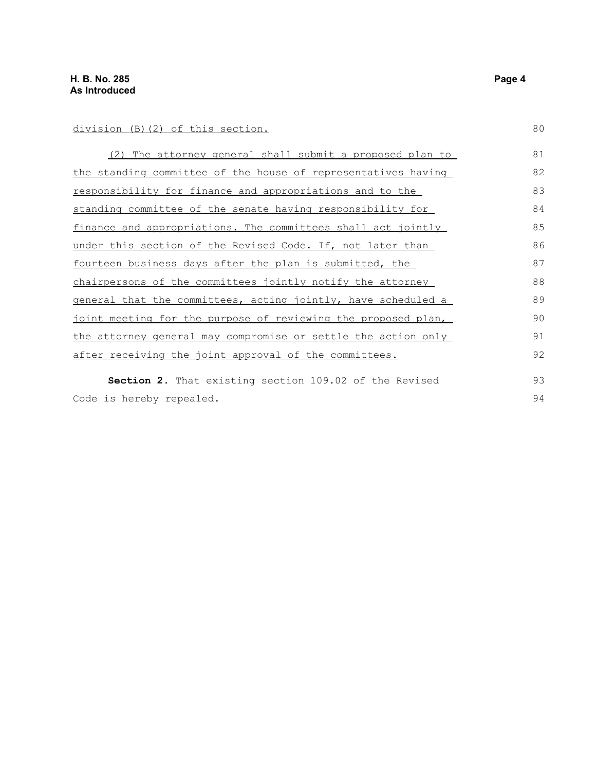division (B)(2) of this section.

(2) The attorney general shall submit a proposed plan to the standing committee of the house of representatives having responsibility for finance and appropriations and to the standing committee of the senate having responsibility for finance and appropriations. The committees shall act jointly under this section of the Revised Code. If, not later than fourteen business days after the plan is submitted, the chairpersons of the committees jointly notify the attorney general that the committees, acting jointly, have scheduled a joint meeting for the purpose of reviewing the proposed plan, the attorney general may compromise or settle the action only after receiving the joint approval of the committees.

**Section 2.** That existing section 109.02 of the Revised Code is hereby repealed.